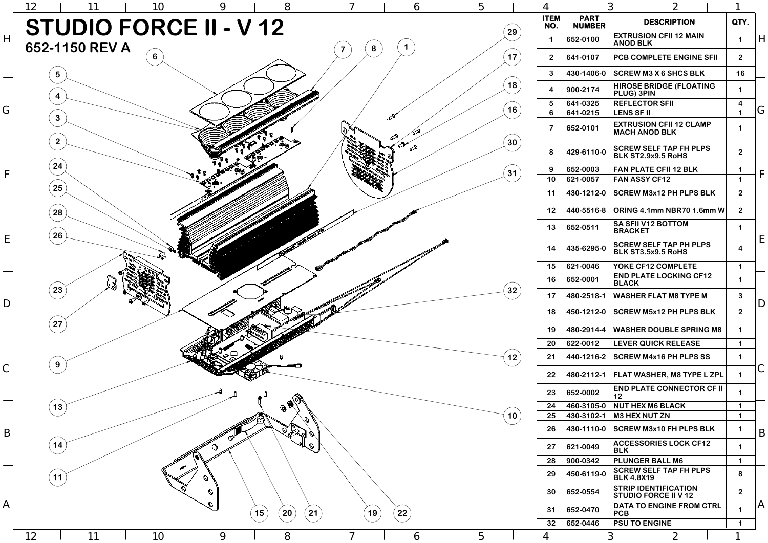# STUDIO FORCE II - V 12

## 652-1150 REV A

| ITEM NO. | PART NUMBER | DESCRIPTION | QTY. |
|---|---|---|---|
| 1 | 652-0100 | EXTRUSION CFII 12 MAIN ANOD BLK | 1 |
| 2 | 641-0107 | PCB COMPLETE ENGINE SFII | 2 |
| 3 | 430-1406-0 | SCREW M3 X 6 SHCS BLK | 16 |
| 4 | 900-2174 | HIROSE BRIDGE (FLOATING PLUG) 3PIN | 1 |
| 5 | 641-0325 | REFLECTOR SFII | 4 |
| 6 | 641-0215 | LENS SF II | 1 |
| 7 | 652-0101 | EXTRUSION CFII 12 CLAMP MACH ANOD BLK | 1 |
| 8 | 429-6110-0 | SCREW SELF TAP FH PLPS BLK ST2.9x9.5 RoHS | 2 |
| 9 | 652-0003 | FAN PLATE CFII 12 BLK | 1 |
| 10 | 621-0057 | FAN ASSY CF12 | 1 |
| 11 | 430-1212-0 | SCREW M3x12 PH PLPS BLK | 2 |
| 12 | 440-5516-8 | ORING 4.1mm NBR70 1.6mm W | 2 |
| 13 | 652-0511 | SA SFII V12 BOTTOM BRACKET | 1 |
| 14 | 435-6295-0 | SCREW SELF TAP PH PLPS BLK ST3.5x9.5 RoHS | 4 |
| 15 | 621-0046 | YOKE CF12 COMPLETE | 1 |
| 16 | 652-0001 | END PLATE LOCKING CF12 BLACK | 1 |
| 17 | 480-2518-1 | WASHER FLAT M8 TYPE M | 3 |
| 18 | 450-1212-0 | SCREW M5x12 PH PLPS BLK | 2 |
| 19 | 480-2914-4 | WASHER DOUBLE SPRING M8 | 1 |
| 20 | 622-0012 | LEVER QUICK RELEASE | 1 |
| 21 | 440-1216-2 | SCREW M4x16 PH PLPS SS | 1 |
| 22 | 480-2112-1 | FLAT WASHER, M8 TYPE L ZPL | 1 |
| 23 | 652-0002 | END PLATE CONNECTOR CF II 12 | 1 |
| 24 | 460-3105-0 | NUT HEX M6 BLACK | 1 |
| 25 | 430-3102-1 | M3 HEX NUT ZN | 1 |
| 26 | 430-1110-0 | SCREW M3x10 FH PLPS BLK | 1 |
| 27 | 621-0049 | ACCESSORIES LOCK CF12 BLK | 1 |
| 28 | 900-0342 | PLUNGER BALL M6 | 1 |
| 29 | 450-6119-0 | SCREW SELF TAP FH PLPS BLK 4.8X19 | 8 |
| 30 | 652-0554 | STRIP IDENTIFICATION STUDIO FORCE II V 12 | 2 |
| 31 | 652-0470 | DATA TO ENGINE FROM CTRL PCB | 1 |
| 32 | 652-0446 | PSU TO ENGINE | 1 |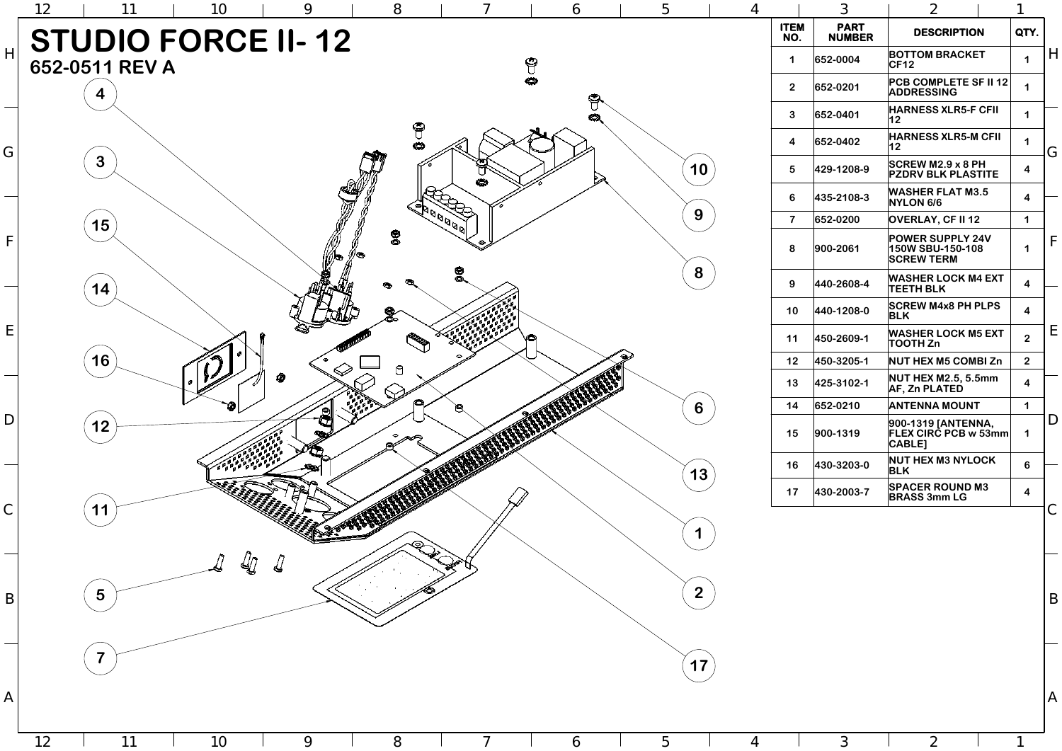# STUDIO FORCE II- 12

## 652-0511 REV A

| ITEM NO. | PART NUMBER | DESCRIPTION | QTY. |
|---|---|---|---|
| 1 | 652-0004 | BOTTOM BRACKET CF12 | 1 |
| 2 | 652-0201 | PCB COMPLETE SF II 12 ADDRESSING | 1 |
| 3 | 652-0401 | HARNESS XLR5-F CFII 12 | 1 |
| 4 | 652-0402 | HARNESS XLR5-M CFII 12 | 1 |
| 5 | 429-1208-9 | SCREW M2.9 x 8 PH PZDRV BLK PLASTITE | 4 |
| 6 | 435-2108-3 | WASHER FLAT M3.5 NYLON 6/6 | 4 |
| 7 | 652-0200 | OVERLAY, CF II 12 | 1 |
| 8 | 900-2061 | POWER SUPPLY 24V 150W SBU-150-108 SCREW TERM | 1 |
| 9 | 440-2608-4 | WASHER LOCK M4 EXT TEETH BLK | 4 |
| 10 | 440-1208-0 | SCREW M4x8 PH PLPS BLK | 4 |
| 11 | 450-2609-1 | WASHER LOCK M5 EXT TOOTH Zn | 2 |
| 12 | 450-3205-1 | NUT HEX M5 COMBI Zn | 2 |
| 13 | 425-3102-1 | NUT HEX M2.5, 5.5mm AF, Zn PLATED | 4 |
| 14 | 652-0210 | ANTENNA MOUNT | 1 |
| 15 | 900-1319 | 900-1319 [ANTENNA, FLEX CIRC PCB w 53mm CABLE] | 1 |
| 16 | 430-3203-0 | NUT HEX M3 NYLOCK BLK | 6 |
| 17 | 430-2003-7 | SPACER ROUND M3 BRASS 3mm LG | 4 |